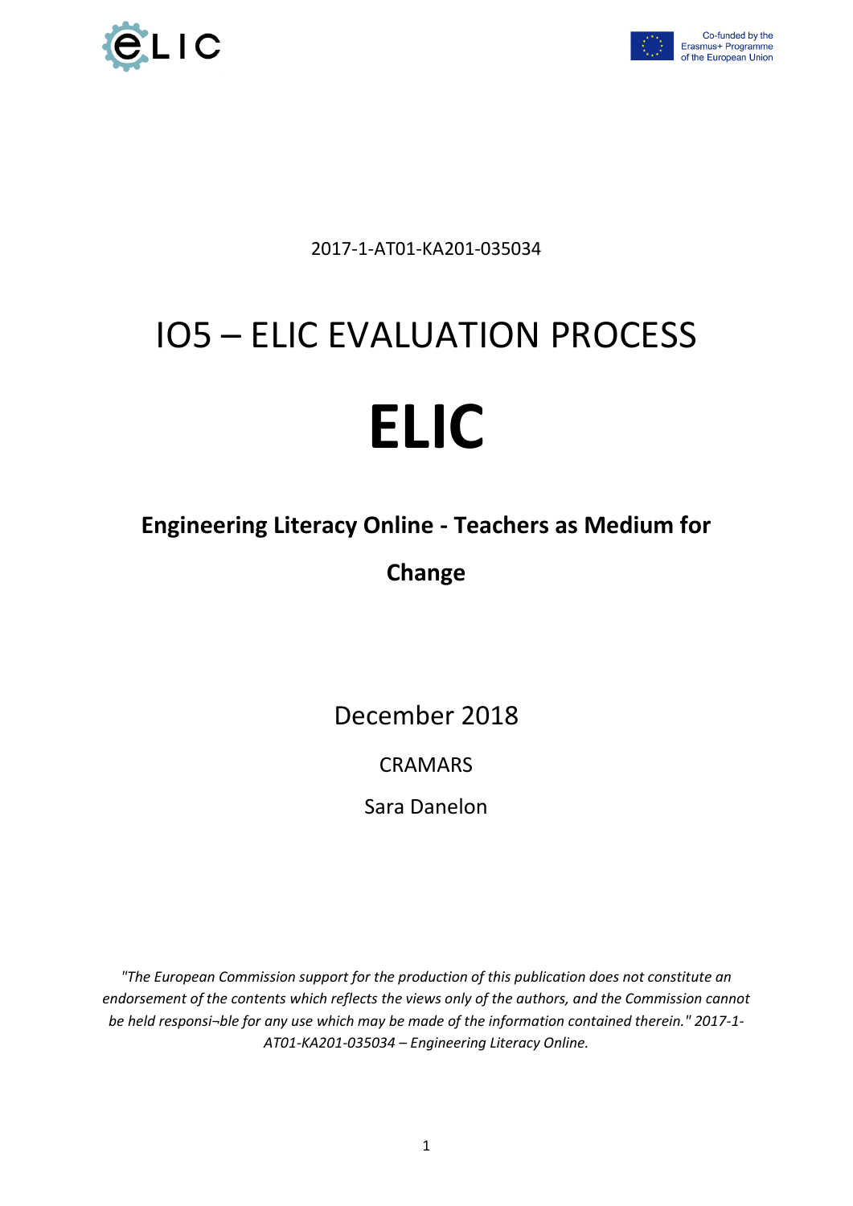2017-1-AT01-KA201-035034

# IO5 – ELIC EVALUATION PROCESS

# ELIC

**Engineering Literacy Online - Teachers as Medium for Change**

December 2018

CRAMARS

Sara Danelon

*"The European Commission support for the production of this publication does not constitute an endorsement of the contents which reflects the views only of the authors, and the Commission cannot be held responsi¬ble for any use which may be made of the information contained therein." 2017-1-AT01-KA201-035034 – Engineering Literacy Online.*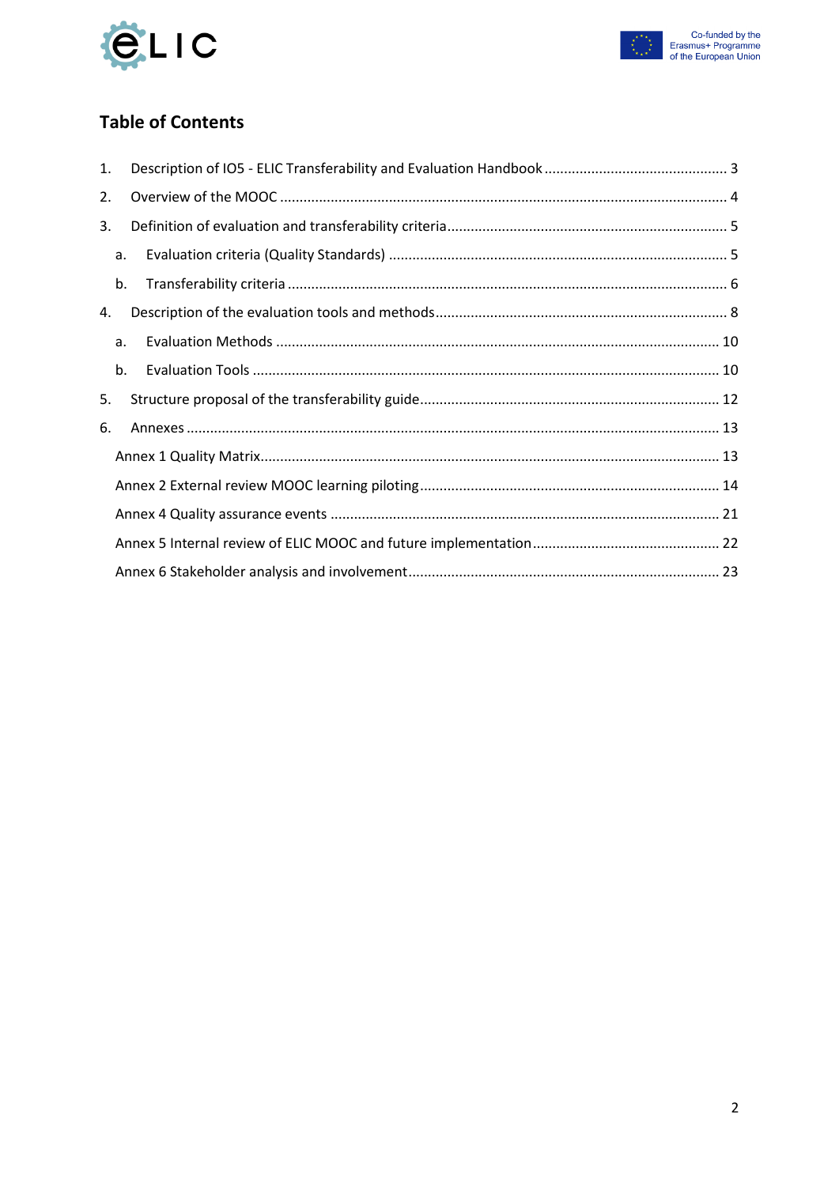# Table of Contents

1. Description of IO5 - ELIC Transferability and Evaluation Handbook ... 3
2. Overview of the MOOC ... 4
3. Definition of evaluation and transferability criteria ... 5
   a. Evaluation criteria (Quality Standards) ... 5
   b. Transferability criteria ... 6
4. Description of the evaluation tools and methods ... 8
   a. Evaluation Methods ... 10
   b. Evaluation Tools ... 10
5. Structure proposal of the transferability guide ... 12
6. Annexes ... 13

Annex 1 Quality Matrix ... 13

Annex 2 External review MOOC learning piloting ... 14

Annex 4 Quality assurance events ... 21

Annex 5 Internal review of ELIC MOOC and future implementation ... 22

Annex 6 Stakeholder analysis and involvement ... 23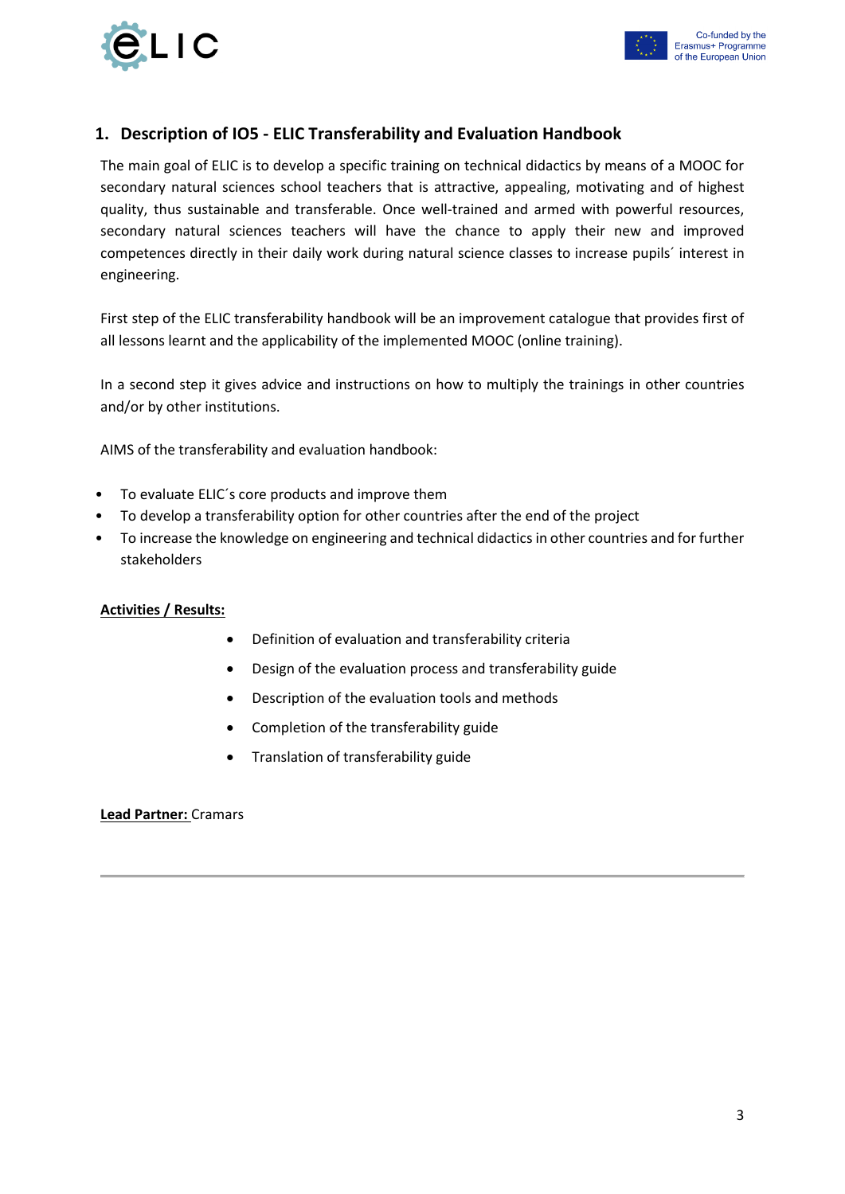## 1. Description of IO5 - ELIC Transferability and Evaluation Handbook

The main goal of ELIC is to develop a specific training on technical didactics by means of a MOOC for secondary natural sciences school teachers that is attractive, appealing, motivating and of highest quality, thus sustainable and transferable. Once well-trained and armed with powerful resources, secondary natural sciences teachers will have the chance to apply their new and improved competences directly in their daily work during natural science classes to increase pupils´ interest in engineering.

First step of the ELIC transferability handbook will be an improvement catalogue that provides first of all lessons learnt and the applicability of the implemented MOOC (online training).

In a second step it gives advice and instructions on how to multiply the trainings in other countries and/or by other institutions.

AIMS of the transferability and evaluation handbook:

- To evaluate ELIC´s core products and improve them
- To develop a transferability option for other countries after the end of the project
- To increase the knowledge on engineering and technical didactics in other countries and for further stakeholders

**Activities / Results:**

- Definition of evaluation and transferability criteria
- Design of the evaluation process and transferability guide
- Description of the evaluation tools and methods
- Completion of the transferability guide
- Translation of transferability guide

**Lead Partner:** Cramars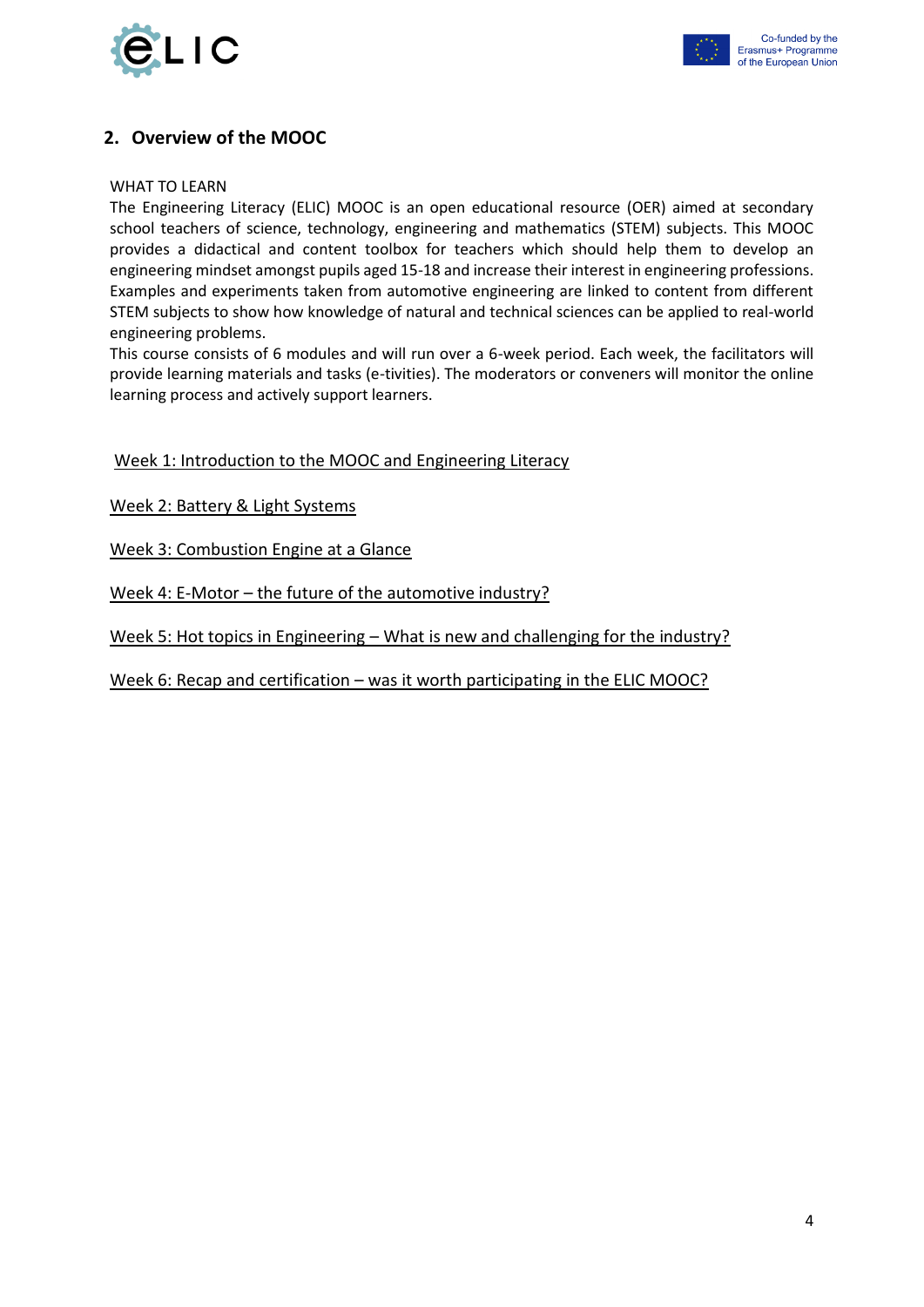## 2. Overview of the MOOC

WHAT TO LEARN

The Engineering Literacy (ELIC) MOOC is an open educational resource (OER) aimed at secondary school teachers of science, technology, engineering and mathematics (STEM) subjects. This MOOC provides a didactical and content toolbox for teachers which should help them to develop an engineering mindset amongst pupils aged 15-18 and increase their interest in engineering professions. Examples and experiments taken from automotive engineering are linked to content from different STEM subjects to show how knowledge of natural and technical sciences can be applied to real-world engineering problems.

This course consists of 6 modules and will run over a 6-week period. Each week, the facilitators will provide learning materials and tasks (e-tivities). The moderators or conveners will monitor the online learning process and actively support learners.

Week 1: Introduction to the MOOC and Engineering Literacy

Week 2: Battery & Light Systems

Week 3: Combustion Engine at a Glance

Week 4: E-Motor – the future of the automotive industry?

Week 5: Hot topics in Engineering – What is new and challenging for the industry?

Week 6: Recap and certification – was it worth participating in the ELIC MOOC?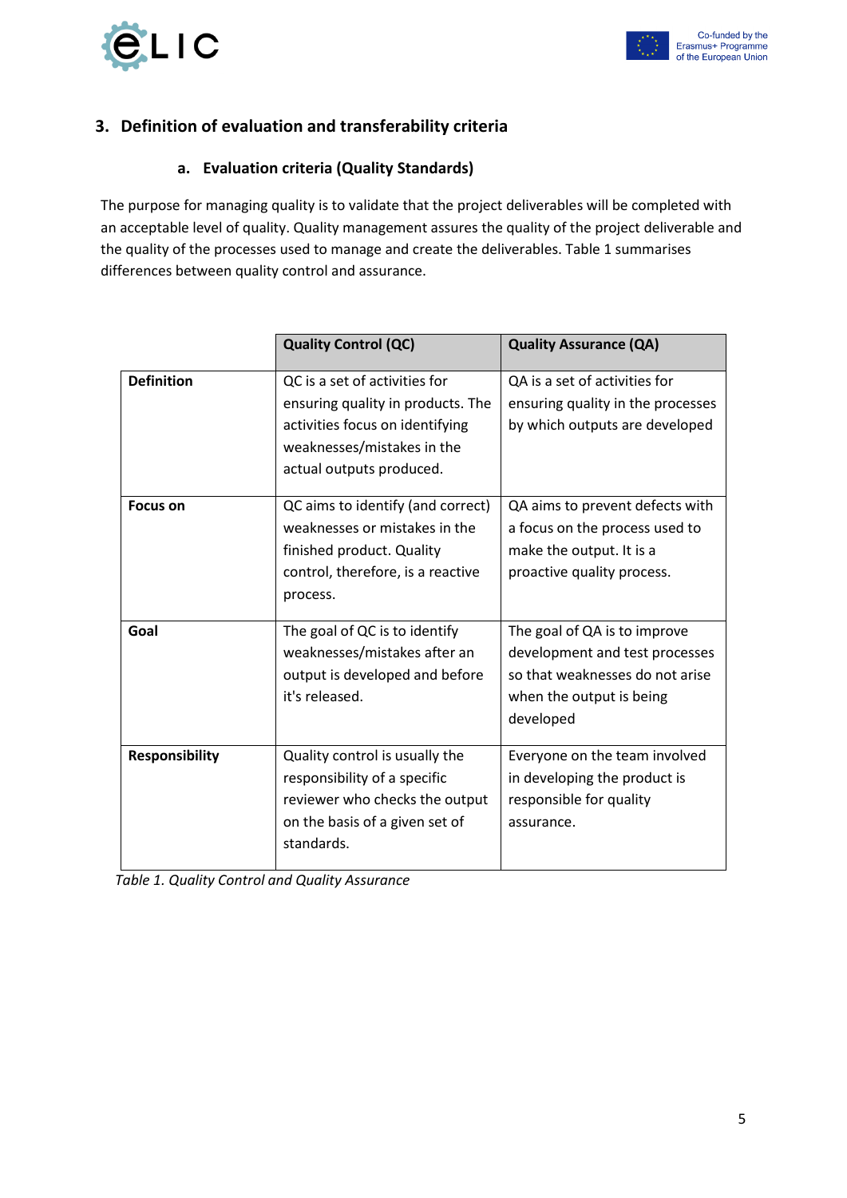## 3. Definition of evaluation and transferability criteria

### a. Evaluation criteria (Quality Standards)

The purpose for managing quality is to validate that the project deliverables will be completed with an acceptable level of quality. Quality management assures the quality of the project deliverable and the quality of the processes used to manage and create the deliverables. Table 1 summarises differences between quality control and assurance.

| | Quality Control (QC) | Quality Assurance (QA) |
|---|---|---|
| **Definition** | QC is a set of activities for ensuring quality in products. The activities focus on identifying weaknesses/mistakes in the actual outputs produced. | QA is a set of activities for ensuring quality in the processes by which outputs are developed |
| **Focus on** | QC aims to identify (and correct) weaknesses or mistakes in the finished product. Quality control, therefore, is a reactive process. | QA aims to prevent defects with a focus on the process used to make the output. It is a proactive quality process. |
| **Goal** | The goal of QC is to identify weaknesses/mistakes after an output is developed and before it's released. | The goal of QA is to improve development and test processes so that weaknesses do not arise when the output is being developed |
| **Responsibility** | Quality control is usually the responsibility of a specific reviewer who checks the output on the basis of a given set of standards. | Everyone on the team involved in developing the product is responsible for quality assurance. |

*Table 1. Quality Control and Quality Assurance*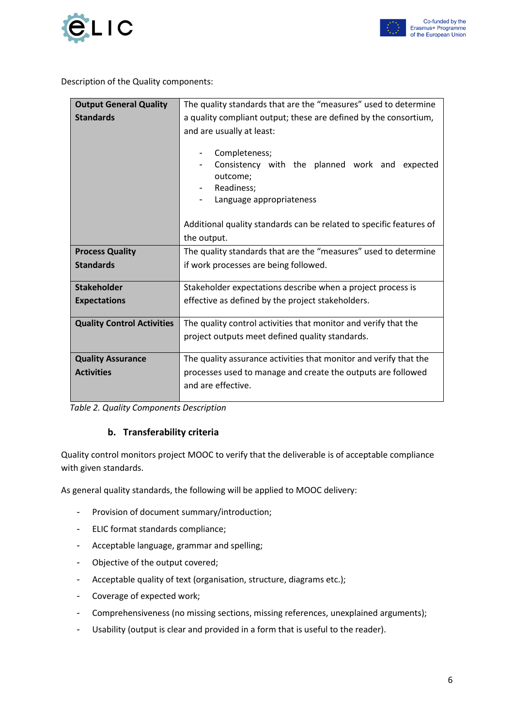Description of the Quality components:

| | |
|---|---|
| **Output General Quality Standards** | The quality standards that are the “measures” used to determine a quality compliant output; these are defined by the consortium, and are usually at least:<br><br>- Completeness;<br>- Consistency with the planned work and expected outcome;<br>- Readiness;<br>- Language appropriateness<br><br>Additional quality standards can be related to specific features of the output. |
| **Process Quality Standards** | The quality standards that are the “measures” used to determine if work processes are being followed. |
| **Stakeholder Expectations** | Stakeholder expectations describe when a project process is effective as defined by the project stakeholders. |
| **Quality Control Activities** | The quality control activities that monitor and verify that the project outputs meet defined quality standards. |
| **Quality Assurance Activities** | The quality assurance activities that monitor and verify that the processes used to manage and create the outputs are followed and are effective. |

*Table 2. Quality Components Description*

### b. Transferability criteria

Quality control monitors project MOOC to verify that the deliverable is of acceptable compliance with given standards.

As general quality standards, the following will be applied to MOOC delivery:

- Provision of document summary/introduction;
- ELIC format standards compliance;
- Acceptable language, grammar and spelling;
- Objective of the output covered;
- Acceptable quality of text (organisation, structure, diagrams etc.);
- Coverage of expected work;
- Comprehensiveness (no missing sections, missing references, unexplained arguments);
- Usability (output is clear and provided in a form that is useful to the reader).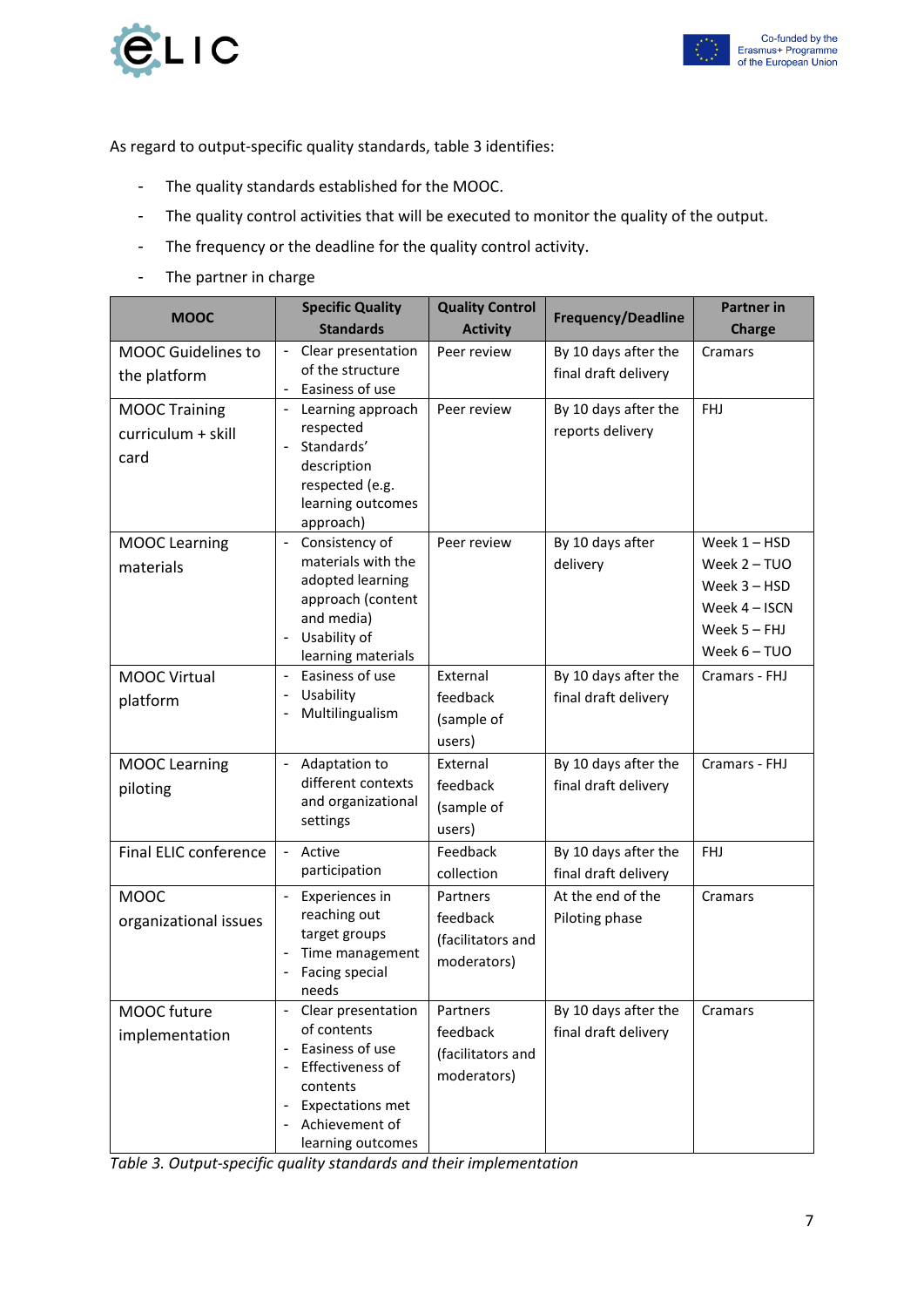As regard to output-specific quality standards, table 3 identifies:

- The quality standards established for the MOOC.
- The quality control activities that will be executed to monitor the quality of the output.
- The frequency or the deadline for the quality control activity.
- The partner in charge

| MOOC | Specific Quality Standards | Quality Control Activity | Frequency/Deadline | Partner in Charge |
|---|---|---|---|---|
| MOOC Guidelines to the platform | - Clear presentation of the structure<br>- Easiness of use | Peer review | By 10 days after the final draft delivery | Cramars |
| MOOC Training curriculum + skill card | - Learning approach respected<br>- Standards' description respected (e.g. learning outcomes approach) | Peer review | By 10 days after the reports delivery | FHJ |
| MOOC Learning materials | - Consistency of materials with the adopted learning approach (content and media)<br>- Usability of learning materials | Peer review | By 10 days after delivery | Week 1 – HSD<br>Week 2 – TUO<br>Week 3 – HSD<br>Week 4 – ISCN<br>Week 5 – FHJ<br>Week 6 – TUO |
| MOOC Virtual platform | - Easiness of use<br>- Usability<br>- Multilingualism | External feedback (sample of users) | By 10 days after the final draft delivery | Cramars - FHJ |
| MOOC Learning piloting | - Adaptation to different contexts and organizational settings | External feedback (sample of users) | By 10 days after the final draft delivery | Cramars - FHJ |
| Final ELIC conference | - Active participation | Feedback collection | By 10 days after the final draft delivery | FHJ |
| MOOC organizational issues | - Experiences in reaching out target groups<br>- Time management<br>- Facing special needs | Partners feedback (facilitators and moderators) | At the end of the Piloting phase | Cramars |
| MOOC future implementation | - Clear presentation of contents<br>- Easiness of use<br>- Effectiveness of contents<br>- Expectations met<br>- Achievement of learning outcomes | Partners feedback (facilitators and moderators) | By 10 days after the final draft delivery | Cramars |

*Table 3. Output-specific quality standards and their implementation*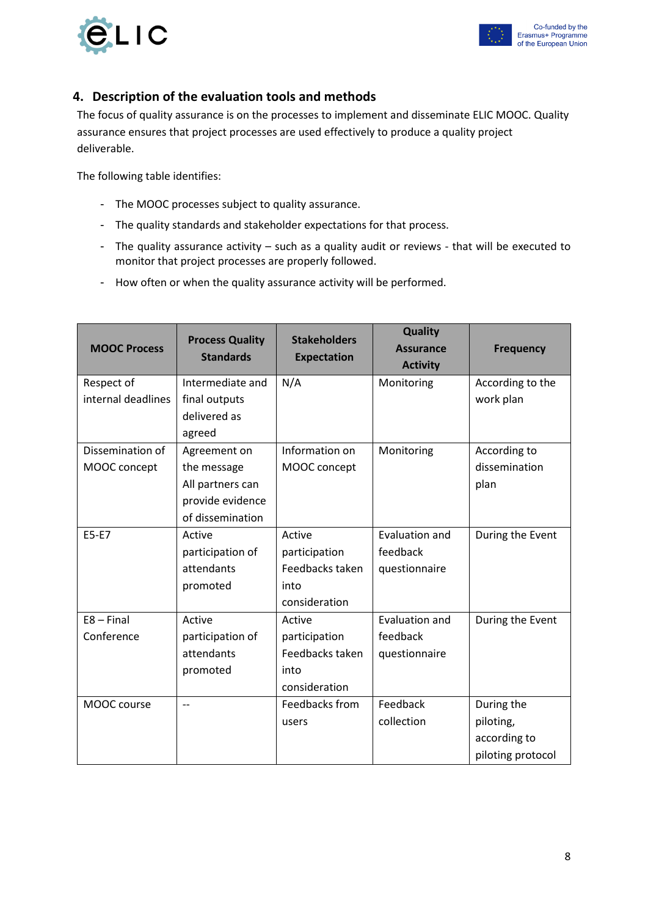## 4. Description of the evaluation tools and methods

The focus of quality assurance is on the processes to implement and disseminate ELIC MOOC. Quality assurance ensures that project processes are used effectively to produce a quality project deliverable.

The following table identifies:

- The MOOC processes subject to quality assurance.
- The quality standards and stakeholder expectations for that process.
- The quality assurance activity – such as a quality audit or reviews - that will be executed to monitor that project processes are properly followed.
- How often or when the quality assurance activity will be performed.

| MOOC Process | Process Quality Standards | Stakeholders Expectation | Quality Assurance Activity | Frequency |
|---|---|---|---|---|
| Respect of internal deadlines | Intermediate and final outputs delivered as agreed | N/A | Monitoring | According to the work plan |
| Dissemination of MOOC concept | Agreement on the message All partners can provide evidence of dissemination | Information on MOOC concept | Monitoring | According to dissemination plan |
| E5-E7 | Active participation of attendants promoted | Active participation Feedbacks taken into consideration | Evaluation and feedback questionnaire | During the Event |
| E8 – Final Conference | Active participation of attendants promoted | Active participation Feedbacks taken into consideration | Evaluation and feedback questionnaire | During the Event |
| MOOC course | -- | Feedbacks from users | Feedback collection | During the piloting, according to piloting protocol |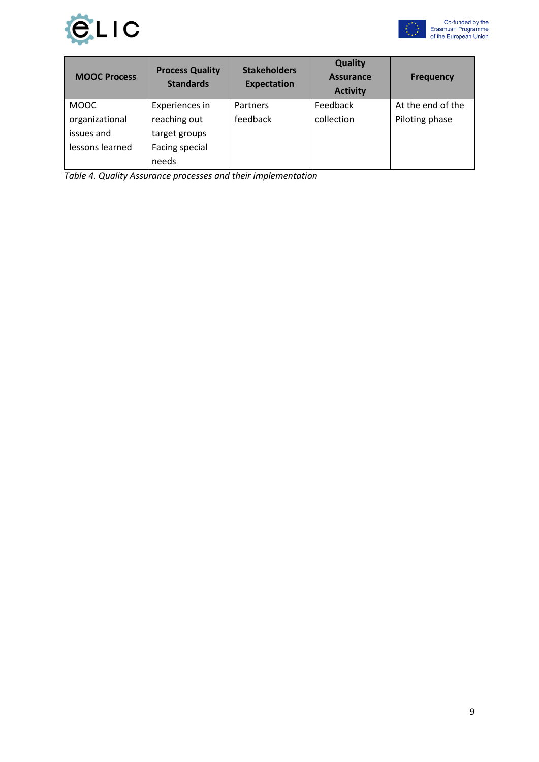| MOOC Process | Process Quality Standards | Stakeholders Expectation | Quality Assurance Activity | Frequency |
|---|---|---|---|---|
| MOOC organizational issues and lessons learned | Experiences in reaching out target groups Facing special needs | Partners feedback | Feedback collection | At the end of the Piloting phase |

*Table 4. Quality Assurance processes and their implementation*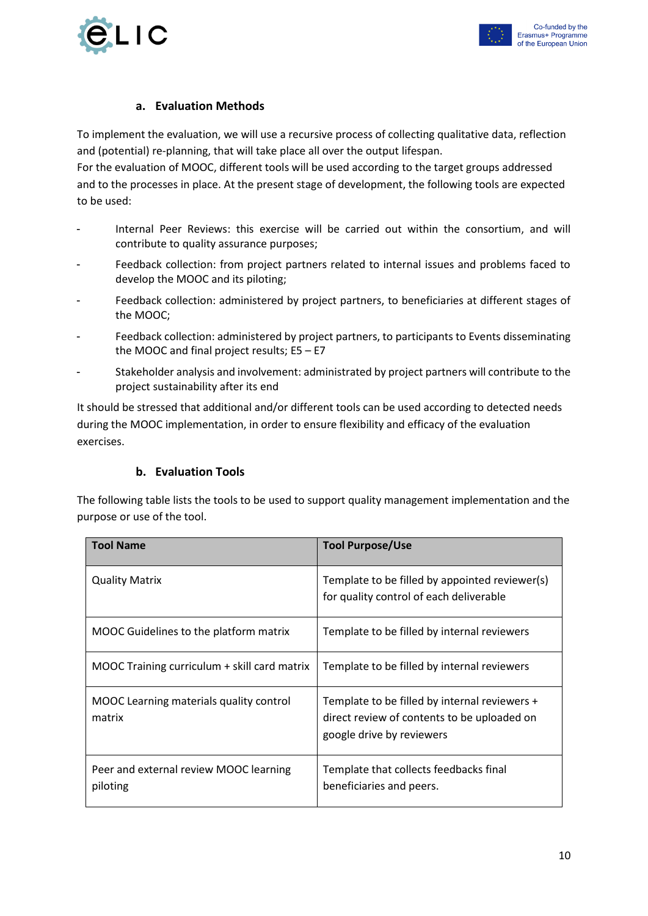### a. Evaluation Methods

To implement the evaluation, we will use a recursive process of collecting qualitative data, reflection and (potential) re-planning, that will take place all over the output lifespan.
For the evaluation of MOOC, different tools will be used according to the target groups addressed and to the processes in place. At the present stage of development, the following tools are expected to be used:

- Internal Peer Reviews: this exercise will be carried out within the consortium, and will contribute to quality assurance purposes;
- Feedback collection: from project partners related to internal issues and problems faced to develop the MOOC and its piloting;
- Feedback collection: administered by project partners, to beneficiaries at different stages of the MOOC;
- Feedback collection: administered by project partners, to participants to Events disseminating the MOOC and final project results; E5 – E7
- Stakeholder analysis and involvement: administrated by project partners will contribute to the project sustainability after its end

It should be stressed that additional and/or different tools can be used according to detected needs during the MOOC implementation, in order to ensure flexibility and efficacy of the evaluation exercises.

### b. Evaluation Tools

The following table lists the tools to be used to support quality management implementation and the purpose or use of the tool.

| Tool Name | Tool Purpose/Use |
|---|---|
| Quality Matrix | Template to be filled by appointed reviewer(s) for quality control of each deliverable |
| MOOC Guidelines to the platform matrix | Template to be filled by internal reviewers |
| MOOC Training curriculum + skill card matrix | Template to be filled by internal reviewers |
| MOOC Learning materials quality control matrix | Template to be filled by internal reviewers + direct review of contents to be uploaded on google drive by reviewers |
| Peer and external review MOOC learning piloting | Template that collects feedbacks final beneficiaries and peers. |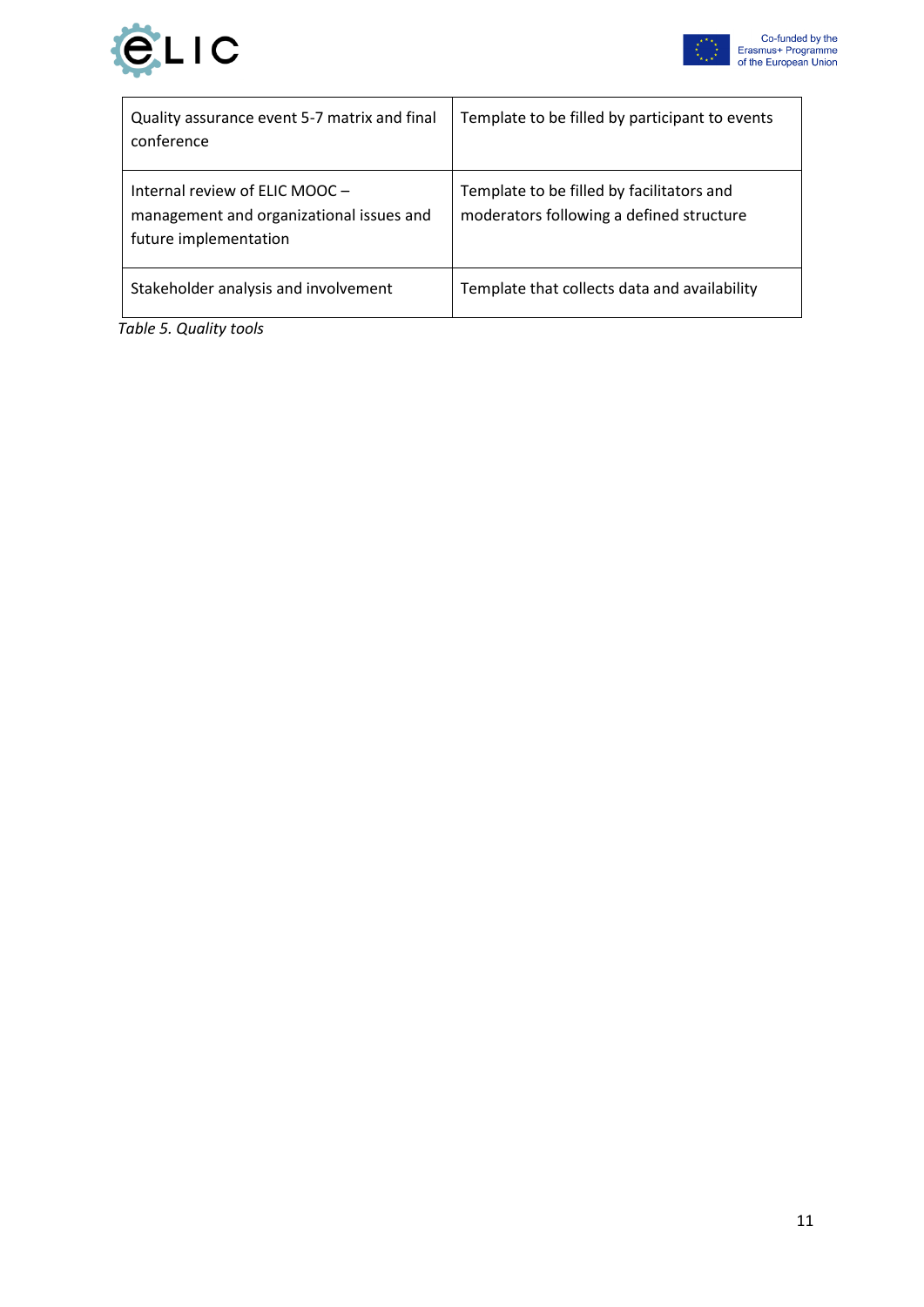| | |
|---|---|
| Quality assurance event 5-7 matrix and final conference | Template to be filled by participant to events |
| Internal review of ELIC MOOC – management and organizational issues and future implementation | Template to be filled by facilitators and moderators following a defined structure |
| Stakeholder analysis and involvement | Template that collects data and availability |

*Table 5. Quality tools*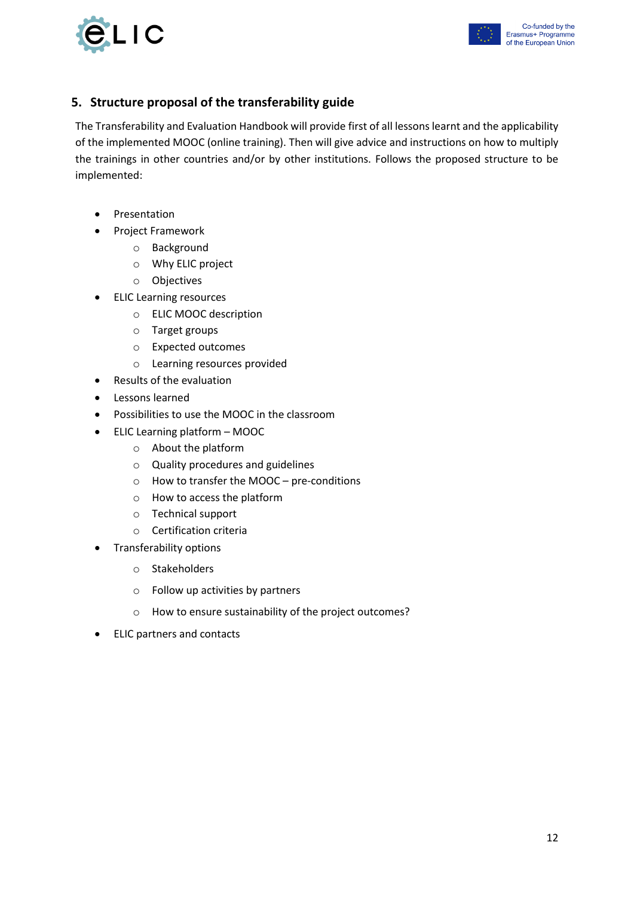## 5. Structure proposal of the transferability guide

The Transferability and Evaluation Handbook will provide first of all lessons learnt and the applicability of the implemented MOOC (online training). Then will give advice and instructions on how to multiply the trainings in other countries and/or by other institutions. Follows the proposed structure to be implemented:

- Presentation
- Project Framework
  - Background
  - Why ELIC project
  - Objectives
- ELIC Learning resources
  - ELIC MOOC description
  - Target groups
  - Expected outcomes
  - Learning resources provided
- Results of the evaluation
- Lessons learned
- Possibilities to use the MOOC in the classroom
- ELIC Learning platform – MOOC
  - About the platform
  - Quality procedures and guidelines
  - How to transfer the MOOC – pre-conditions
  - How to access the platform
  - Technical support
  - Certification criteria
- Transferability options
  - Stakeholders
  - Follow up activities by partners
  - How to ensure sustainability of the project outcomes?
- ELIC partners and contacts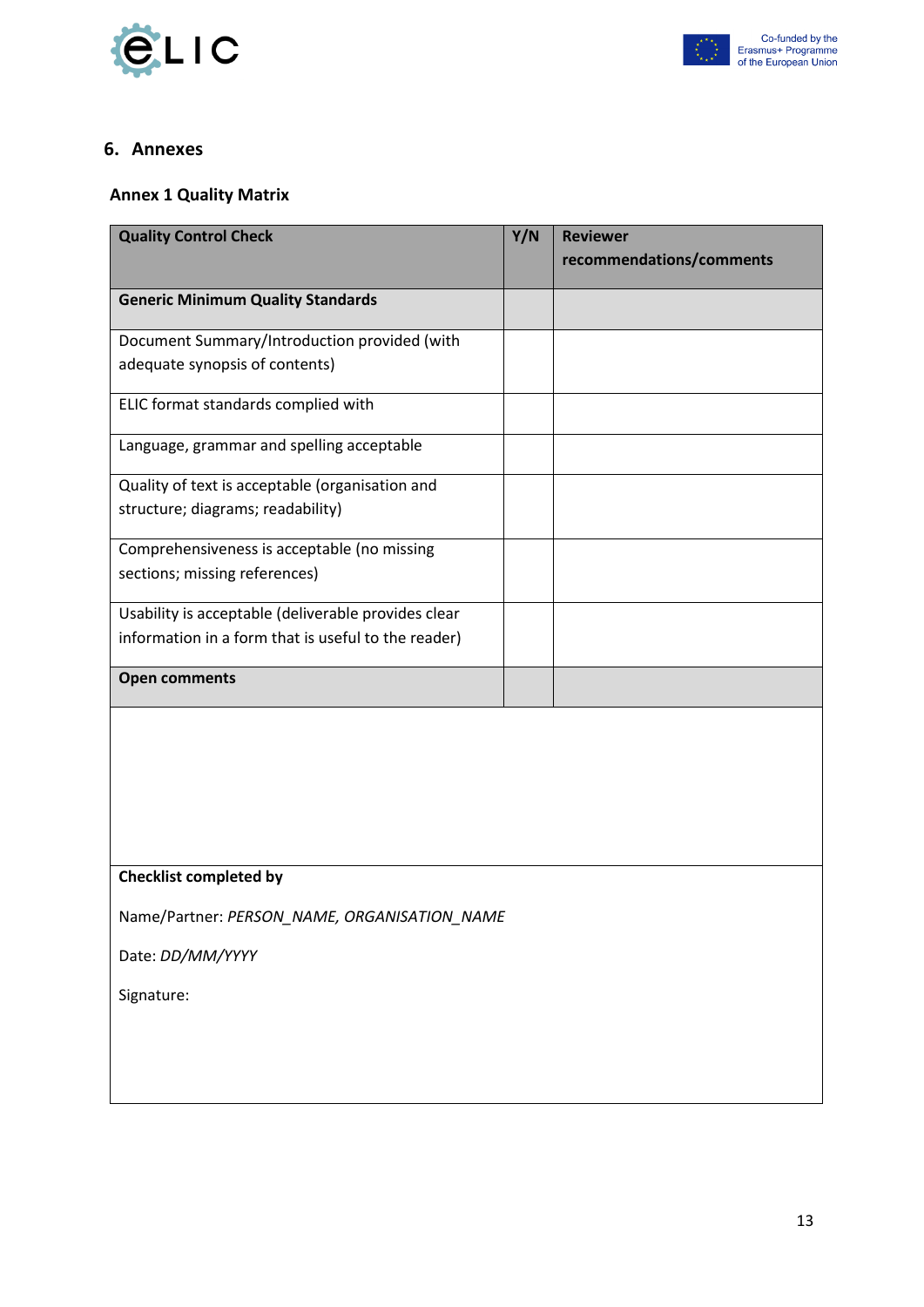## 6. Annexes

### Annex 1 Quality Matrix

| Quality Control Check | Y/N | Reviewer recommendations/comments |
|---|---|---|
| **Generic Minimum Quality Standards** | | |
| Document Summary/Introduction provided (with adequate synopsis of contents) | | |
| ELIC format standards complied with | | |
| Language, grammar and spelling acceptable | | |
| Quality of text is acceptable (organisation and structure; diagrams; readability) | | |
| Comprehensiveness is acceptable (no missing sections; missing references) | | |
| Usability is acceptable (deliverable provides clear information in a form that is useful to the reader) | | |
| **Open comments** | | |
| | | |
| **Checklist completed by**<br>Name/Partner: *PERSON_NAME, ORGANISATION_NAME*<br>Date: *DD/MM/YYYY*<br>Signature: | | |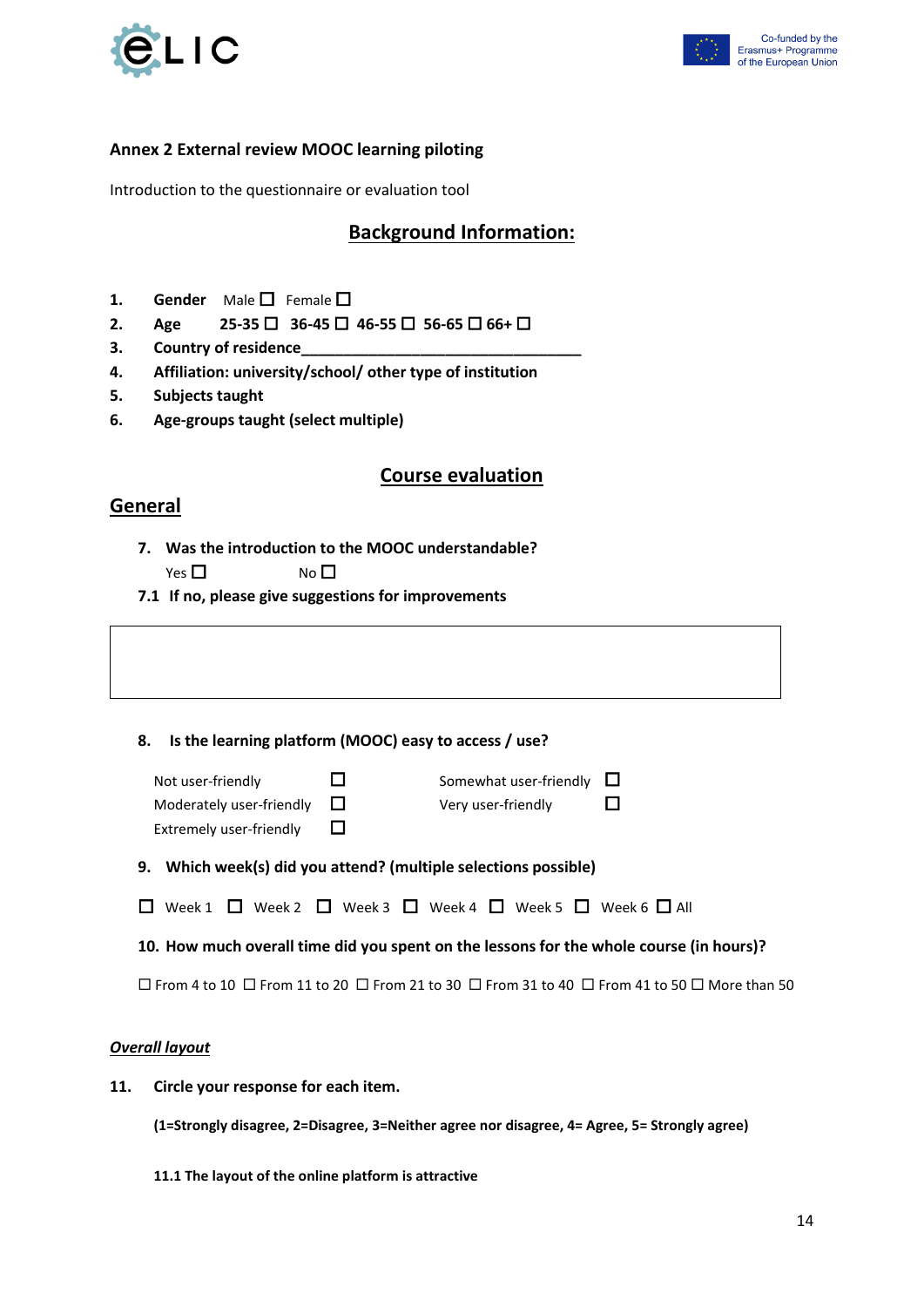**Annex 2 External review MOOC learning piloting**

Introduction to the questionnaire or evaluation tool

## Background Information:

1. **Gender** Male ☐ Female ☐
2. **Age** **25-35** ☐ **36-45** ☐ **46-55** ☐ **56-65** ☐ **66+** ☐
3. **Country of residence**___________________________________
4. **Affiliation: university/school/ other type of institution**
5. **Subjects taught**
6. **Age-groups taught (select multiple)**

## Course evaluation

### General

7. **Was the introduction to the MOOC understandable?**

   Yes ☐ No ☐

**7.1 If no, please give suggestions for improvements**

| |
|---|
| |

8. **Is the learning platform (MOOC) easy to access / use?**

   Not user-friendly ☐
   Moderately user-friendly ☐
   Extremely user-friendly ☐
   Somewhat user-friendly ☐
   Very user-friendly ☐

9. **Which week(s) did you attend? (multiple selections possible)**

☐ Week 1 ☐ Week 2 ☐ Week 3 ☐ Week 4 ☐ Week 5 ☐ Week 6 ☐ All

10. **How much overall time did you spent on the lessons for the whole course (in hours)?**

☐ From 4 to 10 ☐ From 11 to 20 ☐ From 21 to 30 ☐ From 31 to 40 ☐ From 41 to 50 ☐ More than 50

***Overall layout***

11. **Circle your response for each item.**

**(1=Strongly disagree, 2=Disagree, 3=Neither agree nor disagree, 4= Agree, 5= Strongly agree)**

**11.1 The layout of the online platform is attractive**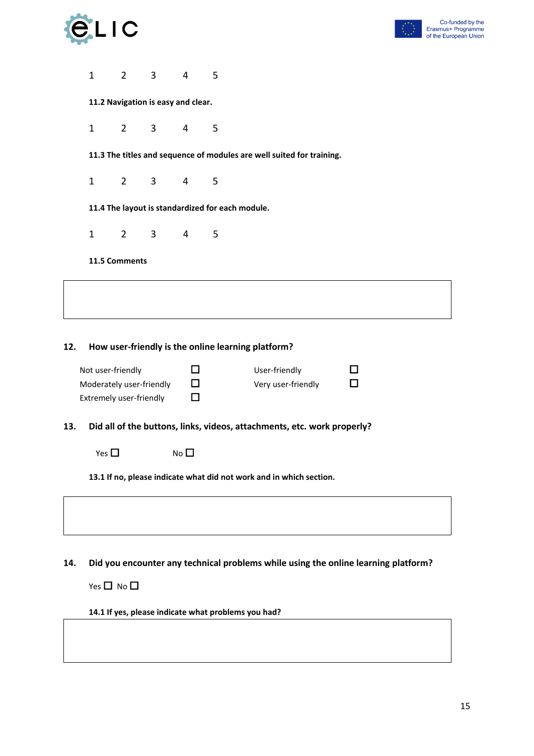1 2 3 4 5

**11.2 Navigation is easy and clear.**

1 2 3 4 5

**11.3 The titles and sequence of modules are well suited for training.**

1 2 3 4 5

**11.4 The layout is standardized for each module.**

1 2 3 4 5

**11.5 Comments**

| |
|---|
| |

**12. How user-friendly is the online learning platform?**

| | | | |
|---|---|---|---|
| Not user-friendly | ☐ | User-friendly | ☐ |
| Moderately user-friendly | ☐ | Very user-friendly | ☐ |
| Extremely user-friendly | ☐ | | |

**13. Did all of the buttons, links, videos, attachments, etc. work properly?**

Yes ☐ No ☐

**13.1 If no, please indicate what did not work and in which section.**

| |
|---|
| |

**14. Did you encounter any technical problems while using the online learning platform?**

Yes ☐ No ☐

**14.1 If yes, please indicate what problems you had?**

| |
|---|
| |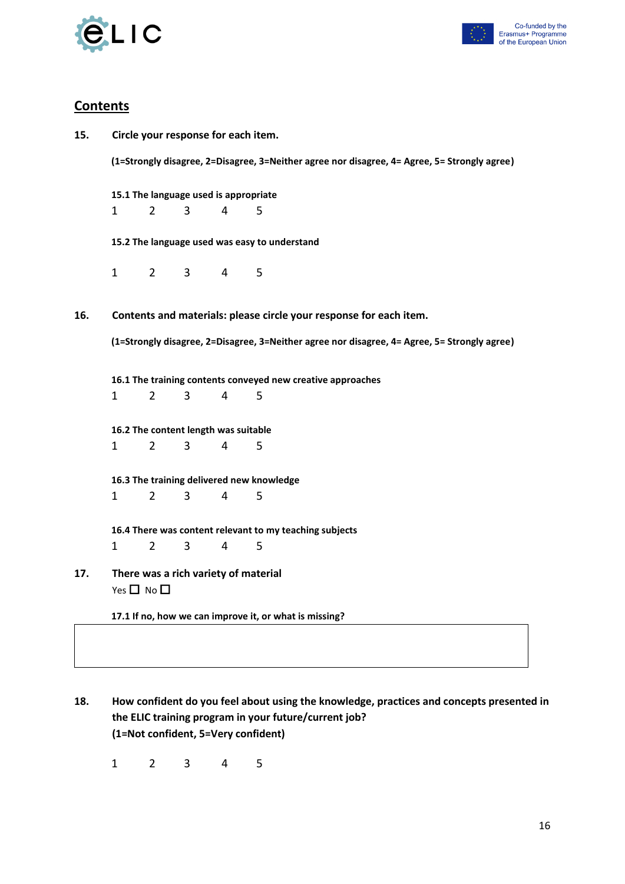## Contents

**15. Circle your response for each item.**

**(1=Strongly disagree, 2=Disagree, 3=Neither agree nor disagree, 4= Agree, 5= Strongly agree)**

**15.1 The language used is appropriate**

1 2 3 4 5

**15.2 The language used was easy to understand**

1 2 3 4 5

**16. Contents and materials: please circle your response for each item.**

**(1=Strongly disagree, 2=Disagree, 3=Neither agree nor disagree, 4= Agree, 5= Strongly agree)**

**16.1 The training contents conveyed new creative approaches**

1 2 3 4 5

**16.2 The content length was suitable**

1 2 3 4 5

**16.3 The training delivered new knowledge**

1 2 3 4 5

**16.4 There was content relevant to my teaching subjects**

1 2 3 4 5

**17. There was a rich variety of material**

Yes ☐ No ☐

**17.1 If no, how we can improve it, or what is missing?**

| |
|---|
| |

**18. How confident do you feel about using the knowledge, practices and concepts presented in the ELIC training program in your future/current job?**
**(1=Not confident, 5=Very confident)**

1 2 3 4 5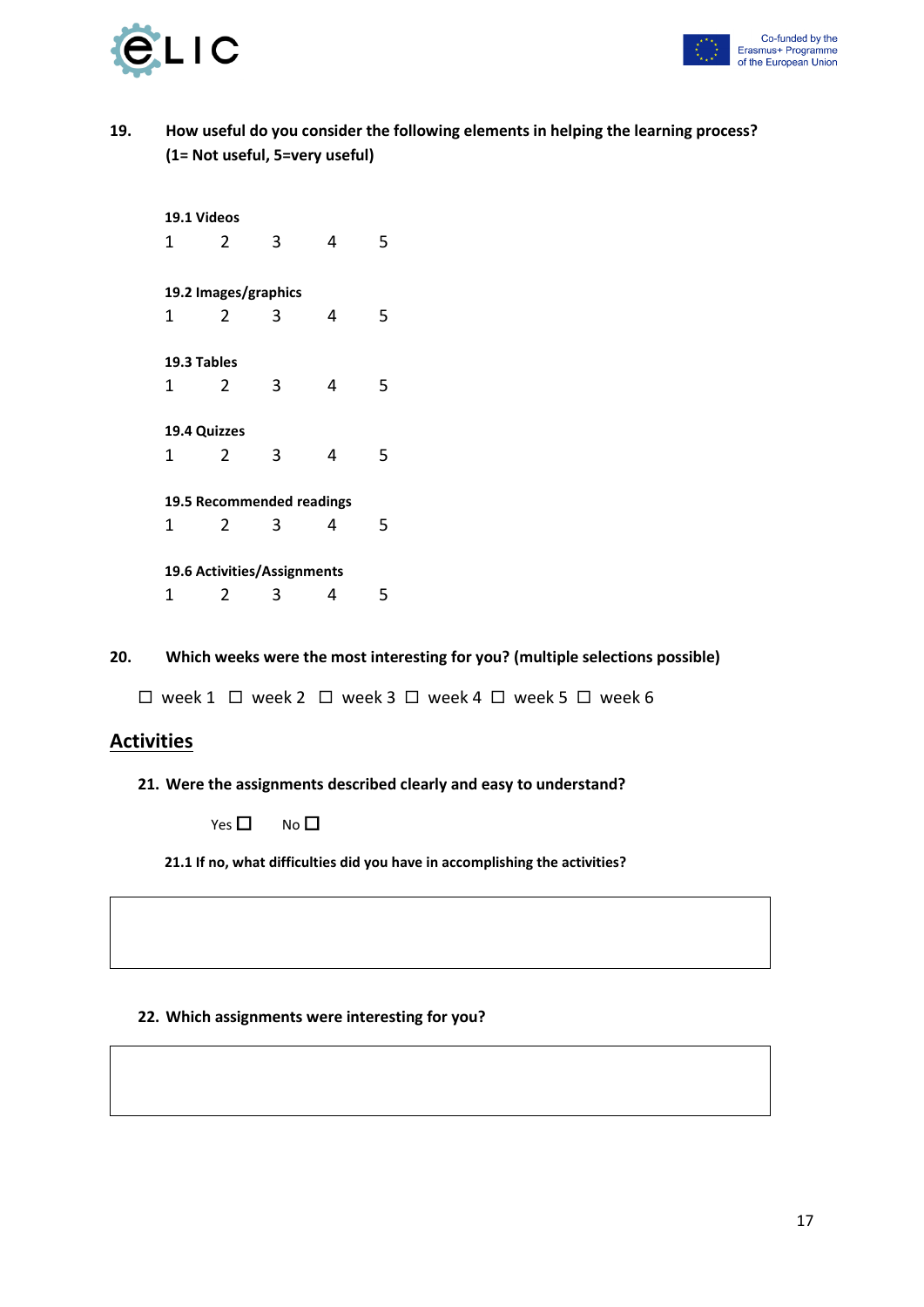**19. How useful do you consider the following elements in helping the learning process? (1= Not useful, 5=very useful)**

**19.1 Videos**

1 2 3 4 5

**19.2 Images/graphics**

1 2 3 4 5

**19.3 Tables**

1 2 3 4 5

**19.4 Quizzes**

1 2 3 4 5

**19.5 Recommended readings**

1 2 3 4 5

**19.6 Activities/Assignments**

1 2 3 4 5

**20. Which weeks were the most interesting for you? (multiple selections possible)**

☐ week 1 ☐ week 2 ☐ week 3 ☐ week 4 ☐ week 5 ☐ week 6

## Activities

**21. Were the assignments described clearly and easy to understand?**

Yes ☐ No ☐

**21.1 If no, what difficulties did you have in accomplishing the activities?**

| |
|---|
| |

**22. Which assignments were interesting for you?**

| |
|---|
| |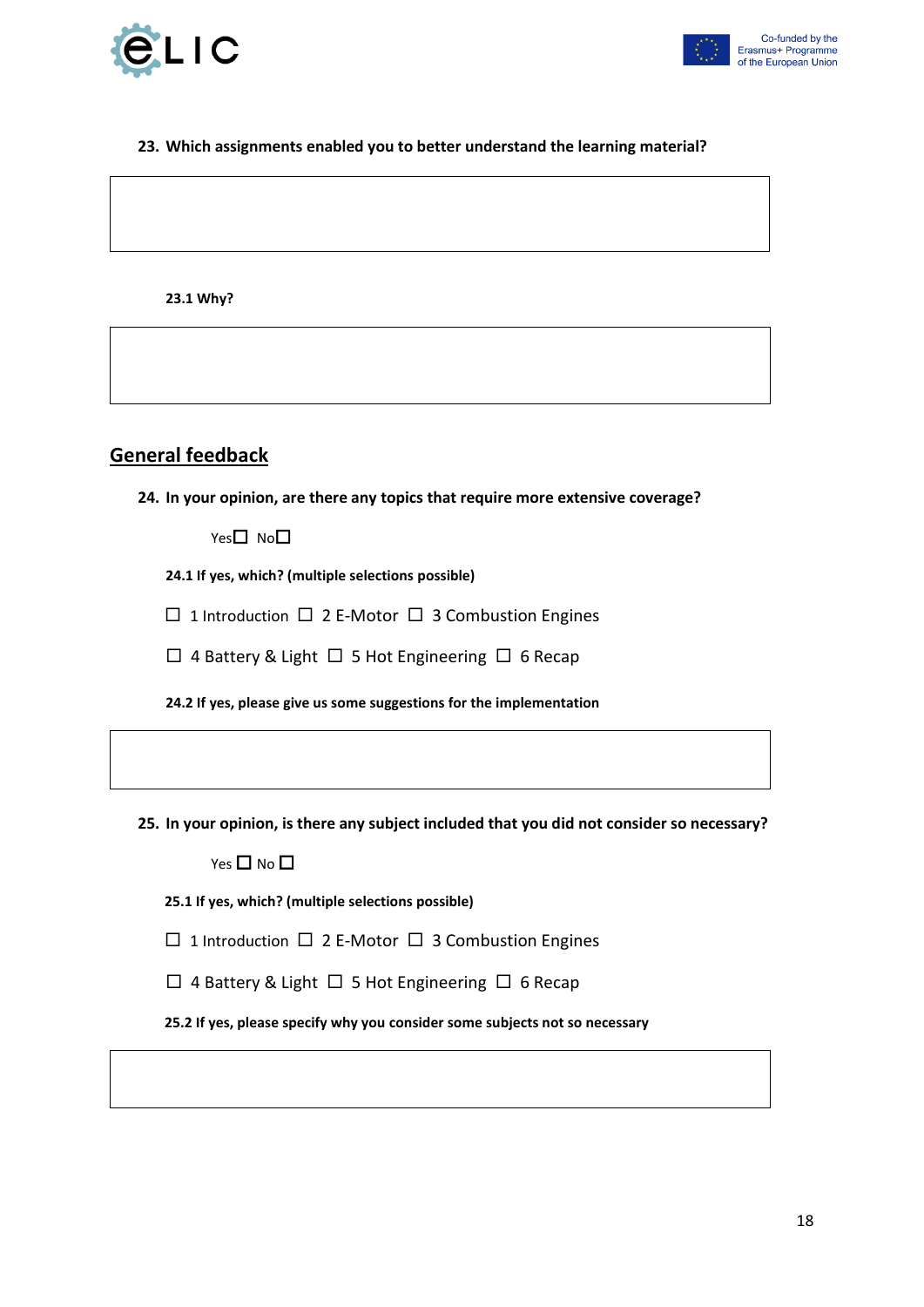**23. Which assignments enabled you to better understand the learning material?**

&nbsp;

**23.1 Why?**

&nbsp;

## General feedback

**24. In your opinion, are there any topics that require more extensive coverage?**

Yes☐ No☐

**24.1 If yes, which? (multiple selections possible)**

☐ 1 Introduction ☐ 2 E-Motor ☐ 3 Combustion Engines

☐ 4 Battery & Light ☐ 5 Hot Engineering ☐ 6 Recap

**24.2 If yes, please give us some suggestions for the implementation**

&nbsp;

**25. In your opinion, is there any subject included that you did not consider so necessary?**

Yes ☐ No ☐

**25.1 If yes, which? (multiple selections possible)**

☐ 1 Introduction ☐ 2 E-Motor ☐ 3 Combustion Engines

☐ 4 Battery & Light ☐ 5 Hot Engineering ☐ 6 Recap

**25.2 If yes, please specify why you consider some subjects not so necessary**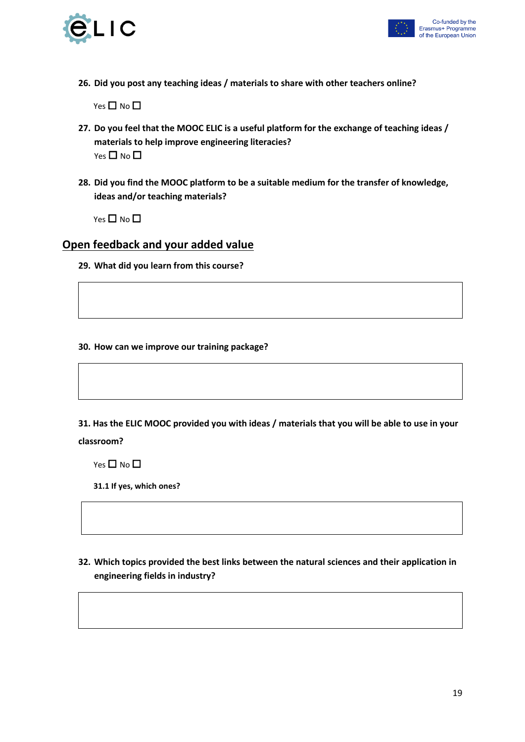**26. Did you post any teaching ideas / materials to share with other teachers online?**

Yes ☐ No ☐

**27. Do you feel that the MOOC ELIC is a useful platform for the exchange of teaching ideas / materials to help improve engineering literacies?**

Yes ☐ No ☐

**28. Did you find the MOOC platform to be a suitable medium for the transfer of knowledge, ideas and/or teaching materials?**

Yes ☐ No ☐

## Open feedback and your added value

**29. What did you learn from this course?**

| |
|---|
| |

**30. How can we improve our training package?**

| |
|---|
| |

**31. Has the ELIC MOOC provided you with ideas / materials that you will be able to use in your classroom?**

Yes ☐ No ☐

**31.1 If yes, which ones?**

| |
|---|
| |

**32. Which topics provided the best links between the natural sciences and their application in engineering fields in industry?**

| |
|---|
| |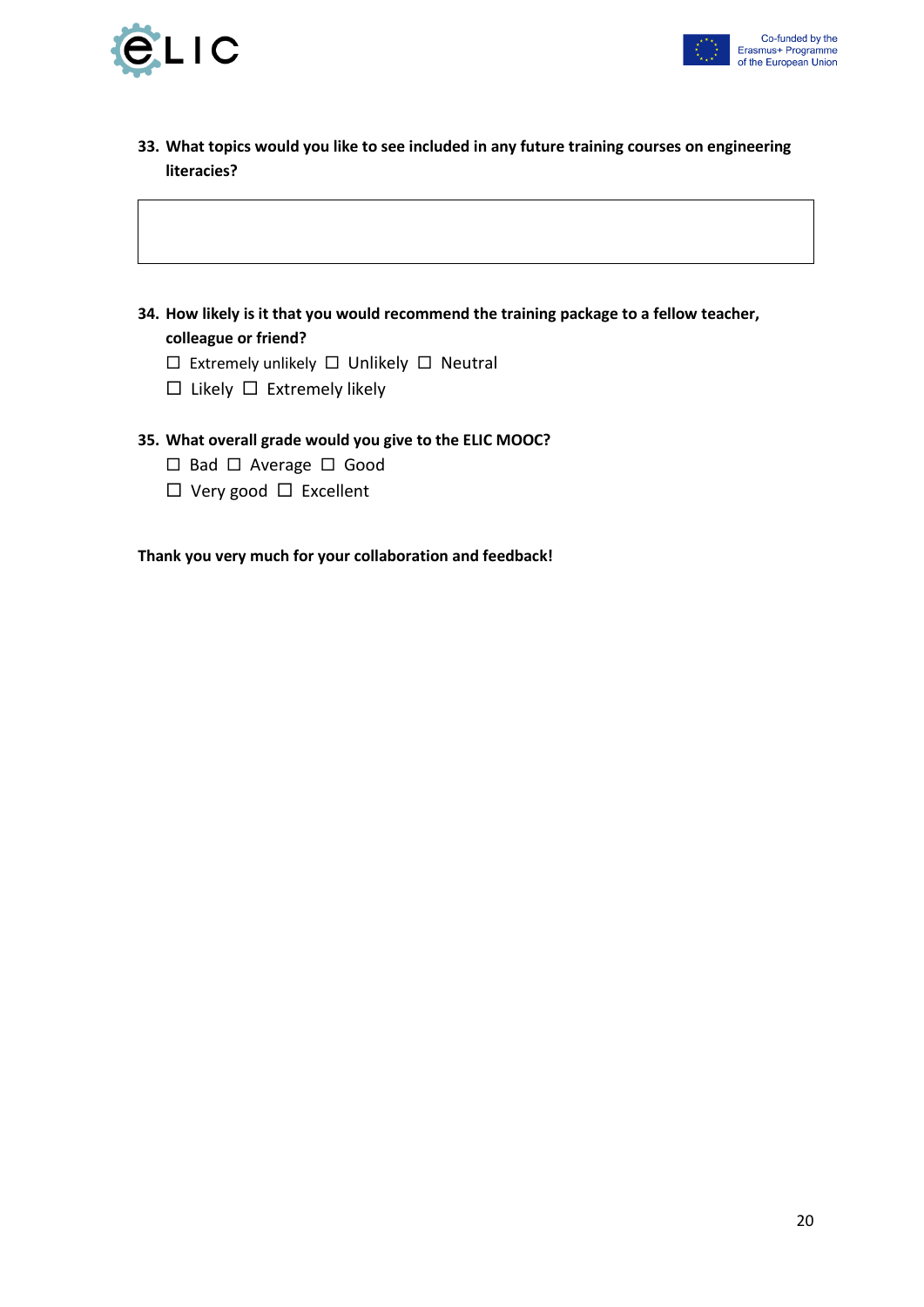33. **What topics would you like to see included in any future training courses on engineering literacies?**

|   |
|---|
|   |

34. **How likely is it that you would recommend the training package to a fellow teacher, colleague or friend?**

☐ Extremely unlikely ☐ Unlikely ☐ Neutral
☐ Likely ☐ Extremely likely

35. **What overall grade would you give to the ELIC MOOC?**

☐ Bad ☐ Average ☐ Good
☐ Very good ☐ Excellent

**Thank you very much for your collaboration and feedback!**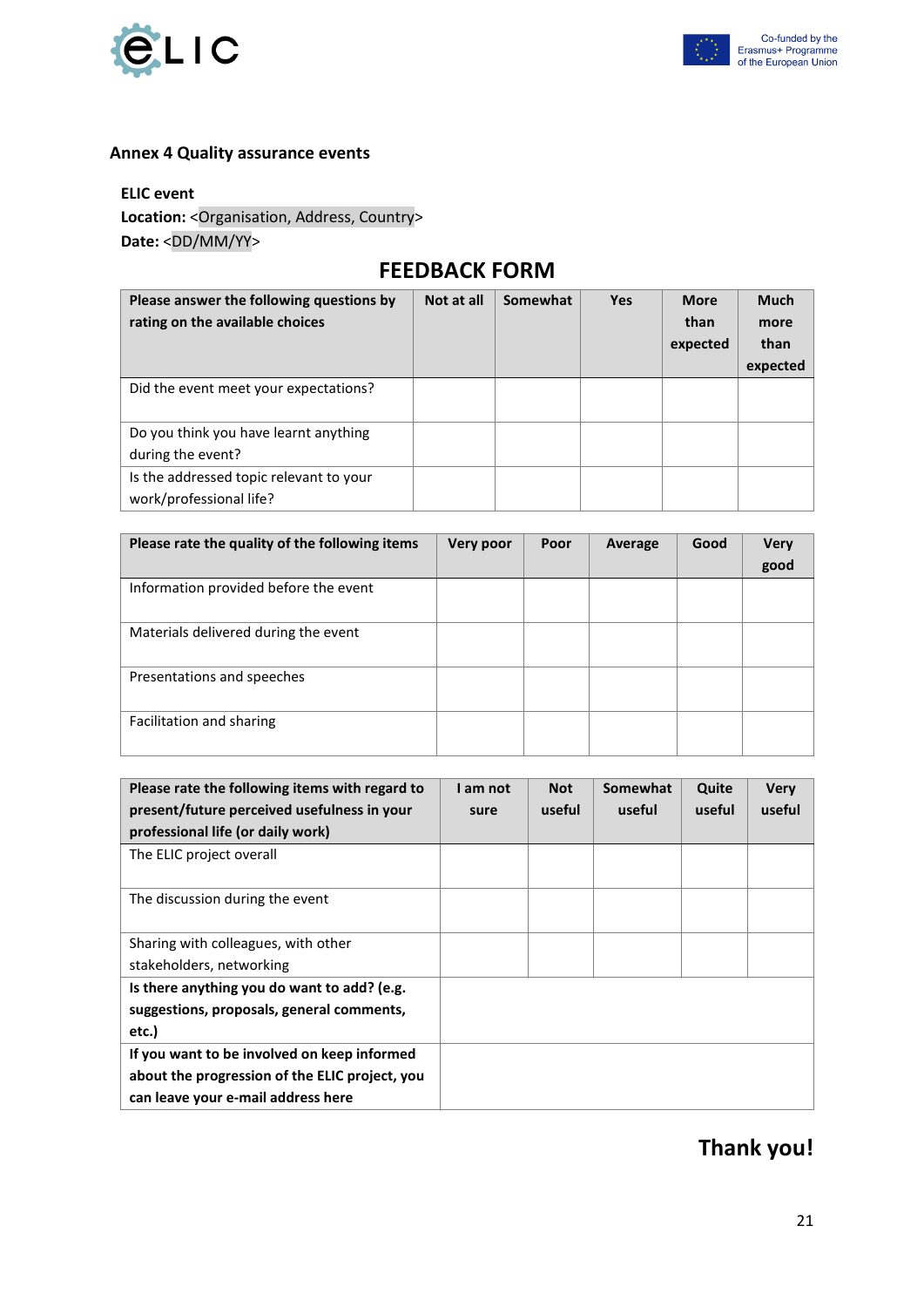### Annex 4 Quality assurance events

**ELIC event**

**Location:** <Organisation, Address, Country>

**Date:** <DD/MM/YY>

## FEEDBACK FORM

| Please answer the following questions by rating on the available choices | Not at all | Somewhat | Yes | More than expected | Much more than expected |
|---|---|---|---|---|---|
| Did the event meet your expectations? | | | | | |
| Do you think you have learnt anything during the event? | | | | | |
| Is the addressed topic relevant to your work/professional life? | | | | | |

| Please rate the quality of the following items | Very poor | Poor | Average | Good | Very good |
|---|---|---|---|---|---|
| Information provided before the event | | | | | |
| Materials delivered during the event | | | | | |
| Presentations and speeches | | | | | |
| Facilitation and sharing | | | | | |

| Please rate the following items with regard to present/future perceived usefulness in your professional life (or daily work) | I am not sure | Not useful | Somewhat useful | Quite useful | Very useful |
|---|---|---|---|---|---|
| The ELIC project overall | | | | | |
| The discussion during the event | | | | | |
| Sharing with colleagues, with other stakeholders, networking | | | | | |
| **Is there anything you do want to add? (e.g. suggestions, proposals, general comments, etc.)** | | | | | |
| **If you want to be involved on keep informed about the progression of the ELIC project, you can leave your e-mail address here** | | | | | |

## Thank you!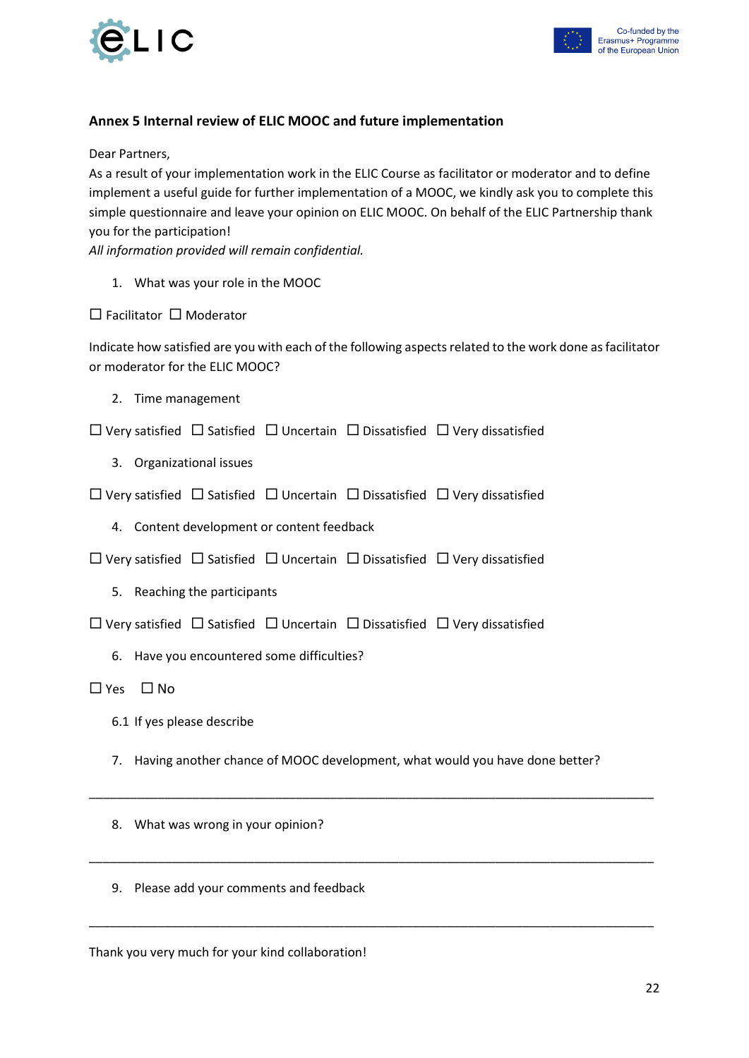### Annex 5 Internal review of ELIC MOOC and future implementation

Dear Partners,
As a result of your implementation work in the ELIC Course as facilitator or moderator and to define implement a useful guide for further implementation of a MOOC, we kindly ask you to complete this simple questionnaire and leave your opinion on ELIC MOOC. On behalf of the ELIC Partnership thank you for the participation!
*All information provided will remain confidential.*

1. What was your role in the MOOC

☐ Facilitator ☐ Moderator

Indicate how satisfied are you with each of the following aspects related to the work done as facilitator or moderator for the ELIC MOOC?

2. Time management

☐ Very satisfied ☐ Satisfied ☐ Uncertain ☐ Dissatisfied ☐ Very dissatisfied

3. Organizational issues

☐ Very satisfied ☐ Satisfied ☐ Uncertain ☐ Dissatisfied ☐ Very dissatisfied

4. Content development or content feedback

☐ Very satisfied ☐ Satisfied ☐ Uncertain ☐ Dissatisfied ☐ Very dissatisfied

5. Reaching the participants

☐ Very satisfied ☐ Satisfied ☐ Uncertain ☐ Dissatisfied ☐ Very dissatisfied

6. Have you encountered some difficulties?

☐ Yes ☐ No

6.1 If yes please describe

7. Having another chance of MOOC development, what would you have done better?

________________________________________________________________________________

8. What was wrong in your opinion?

________________________________________________________________________________

9. Please add your comments and feedback

________________________________________________________________________________

Thank you very much for your kind collaboration!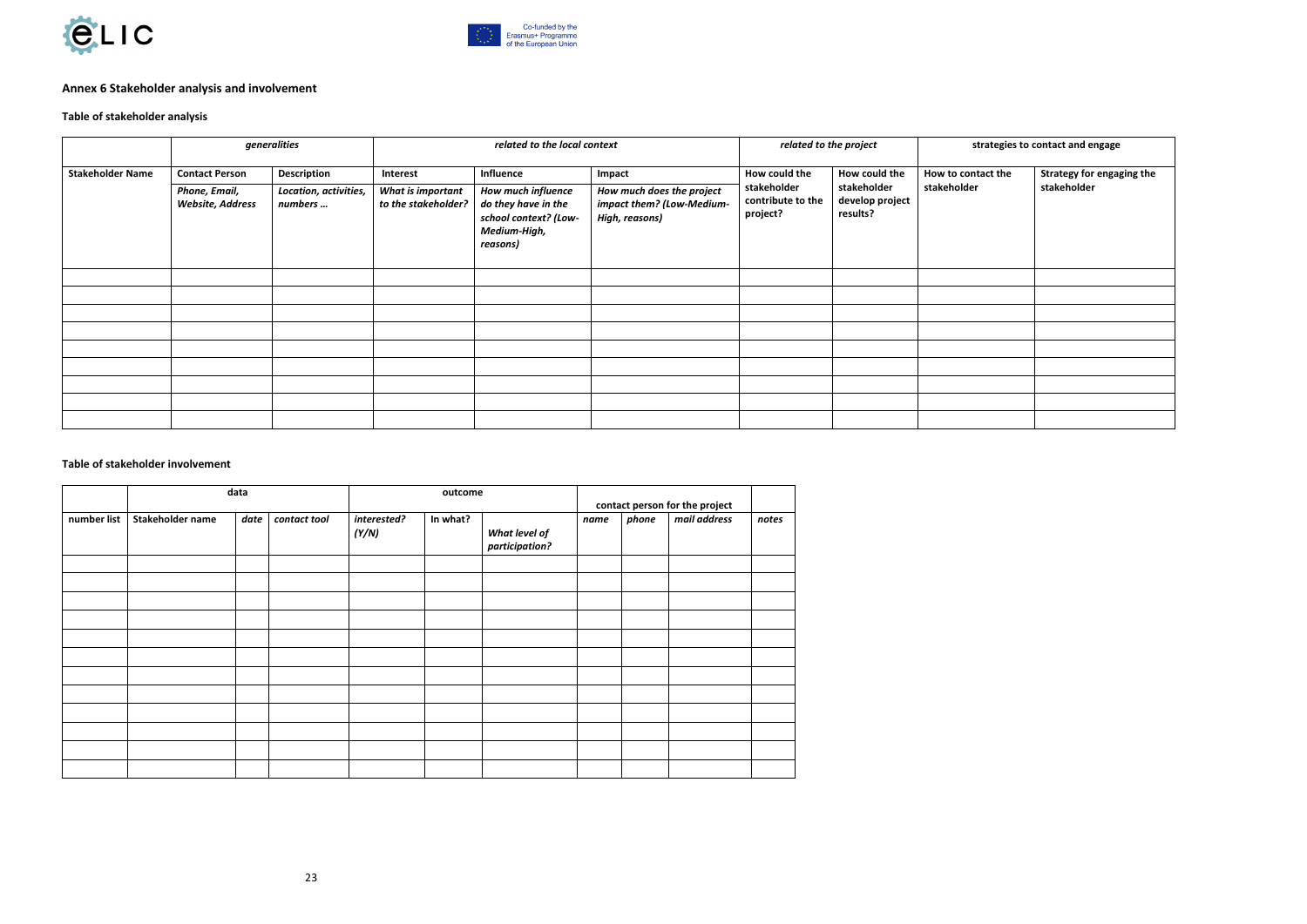## Annex 6 Stakeholder analysis and involvement

**Table of stakeholder analysis**

| | *generalities* | | *related to the local context* | | | *related to the project* | | strategies to contact and engage | |
|---|---|---|---|---|---|---|---|---|---|
| **Stakeholder Name** | **Contact Person** *Phone, Email, Website, Address* | **Description** *Location, activities, numbers …* | **Interest** *What is important to the stakeholder?* | **Influence** *How much influence do they have in the school context? (Low-Medium-High, reasons)* | **Impact** *How much does the project impact them? (Low-Medium-High, reasons)* | **How could the stakeholder contribute to the project?** | **How could the stakeholder develop project results?** | **How to contact the stakeholder** | **Strategy for engaging the stakeholder** |
| | | | | | | | | | |
| | | | | | | | | | |
| | | | | | | | | | |
| | | | | | | | | | |
| | | | | | | | | | |
| | | | | | | | | | |
| | | | | | | | | | |
| | | | | | | | | | |
| | | | | | | | | | |

**Table of stakeholder involvement**

| | data | | | outcome | | | contact person for the project | | | |
|---|---|---|---|---|---|---|---|---|---|---|
| **number list** | **Stakeholder name** | *date* | *contact tool* | *interested? (Y/N)* | **In what?** | *What level of participation?* | *name* | *phone* | *mail address* | *notes* |
| | | | | | | | | | | |
| | | | | | | | | | | |
| | | | | | | | | | | |
| | | | | | | | | | | |
| | | | | | | | | | | |
| | | | | | | | | | | |
| | | | | | | | | | | |
| | | | | | | | | | | |
| | | | | | | | | | | |
| | | | | | | | | | | |
| | | | | | | | | | | |
| | | | | | | | | | | |